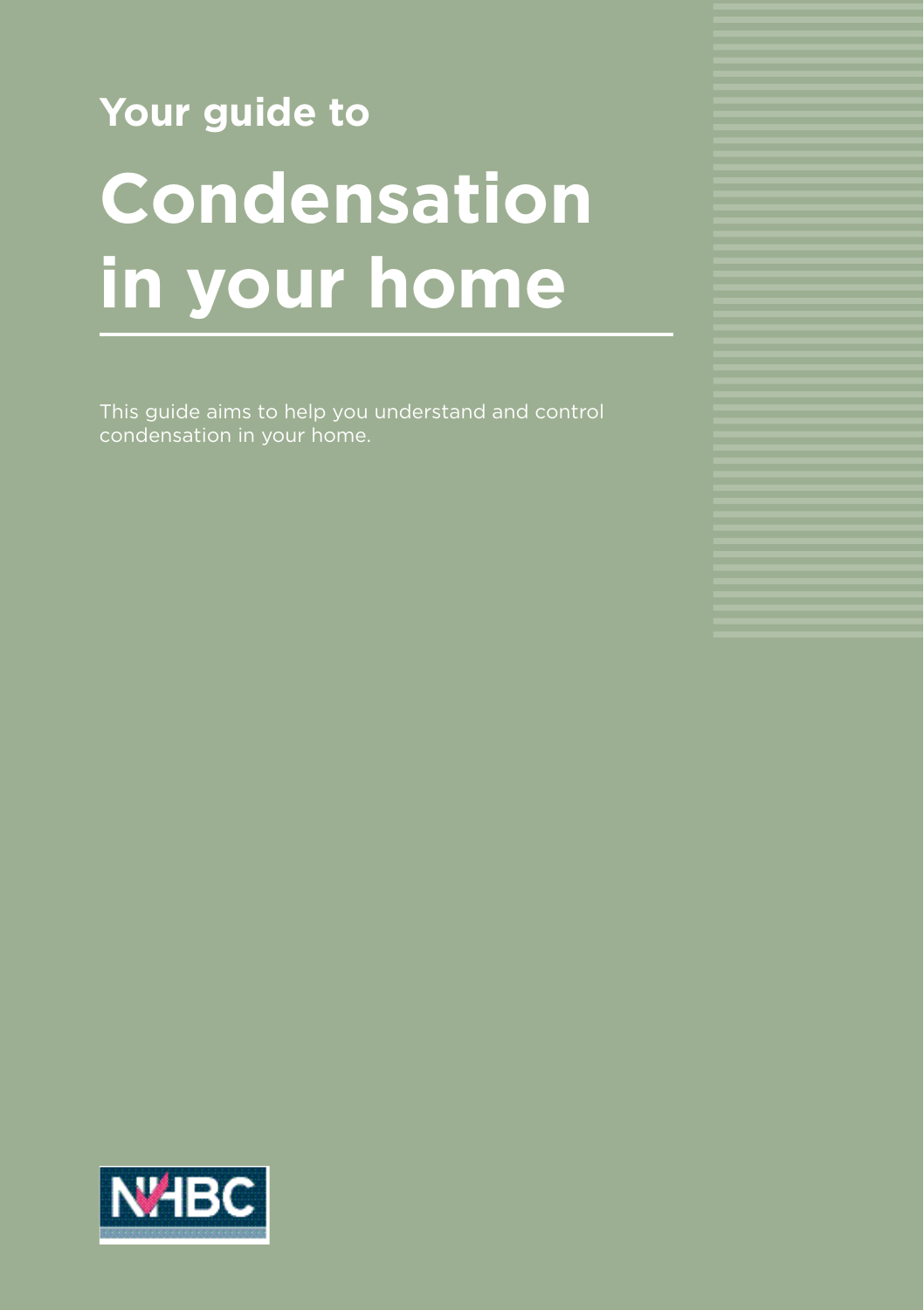Your guide to

# Condensation in your home

This guide aims to help you understand and control condensation in your home.

NHBC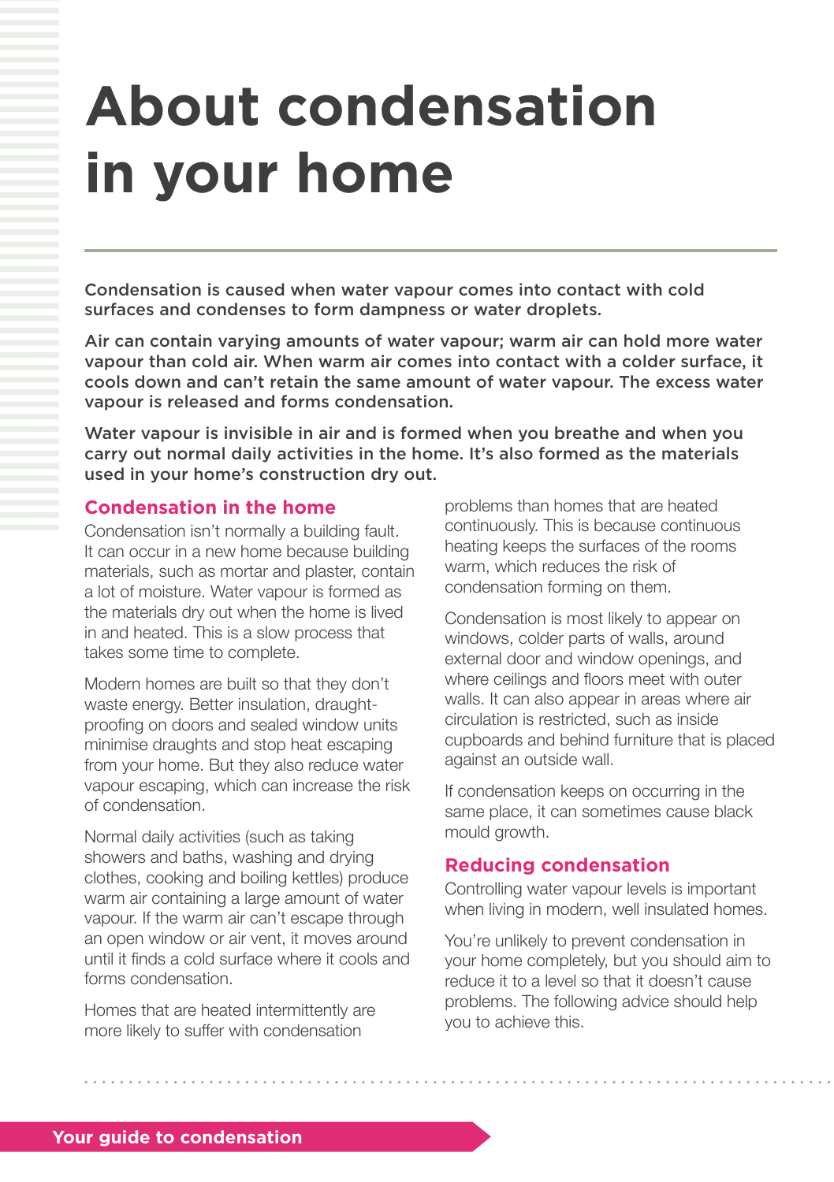# About condensation in your home

**Condensation is caused when water vapour comes into contact with cold surfaces and condenses to form dampness or water droplets.**

**Air can contain varying amounts of water vapour; warm air can hold more water vapour than cold air. When warm air comes into contact with a colder surface, it cools down and can't retain the same amount of water vapour. The excess water vapour is released and forms condensation.**

**Water vapour is invisible in air and is formed when you breathe and when you carry out normal daily activities in the home. It's also formed as the materials used in your home's construction dry out.**

## Condensation in the home

Condensation isn't normally a building fault. It can occur in a new home because building materials, such as mortar and plaster, contain a lot of moisture. Water vapour is formed as the materials dry out when the home is lived in and heated. This is a slow process that takes some time to complete.

Modern homes are built so that they don't waste energy. Better insulation, draught-proofing on doors and sealed window units minimise draughts and stop heat escaping from your home. But they also reduce water vapour escaping, which can increase the risk of condensation.

Normal daily activities (such as taking showers and baths, washing and drying clothes, cooking and boiling kettles) produce warm air containing a large amount of water vapour. If the warm air can't escape through an open window or air vent, it moves around until it finds a cold surface where it cools and forms condensation.

Homes that are heated intermittently are more likely to suffer with condensation problems than homes that are heated continuously. This is because continuous heating keeps the surfaces of the rooms warm, which reduces the risk of condensation forming on them.

Condensation is most likely to appear on windows, colder parts of walls, around external door and window openings, and where ceilings and floors meet with outer walls. It can also appear in areas where air circulation is restricted, such as inside cupboards and behind furniture that is placed against an outside wall.

If condensation keeps on occurring in the same place, it can sometimes cause black mould growth.

## Reducing condensation

Controlling water vapour levels is important when living in modern, well insulated homes.

You're unlikely to prevent condensation in your home completely, but you should aim to reduce it to a level so that it doesn't cause problems. The following advice should help you to achieve this.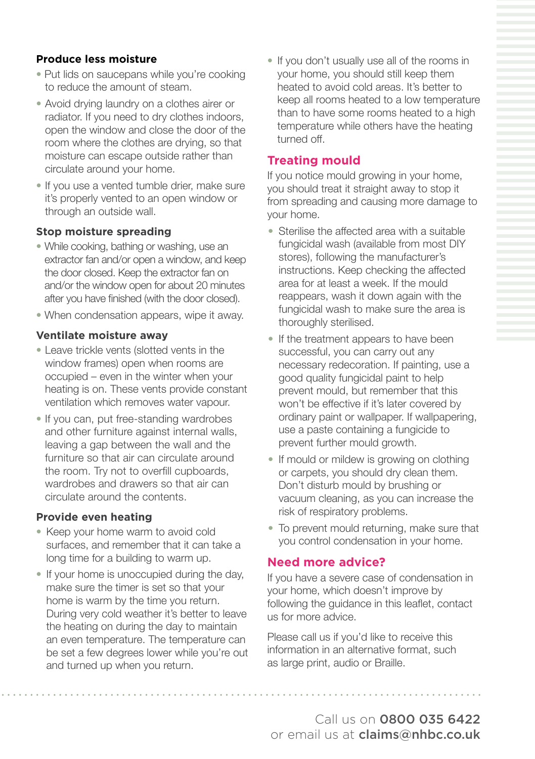### Produce less moisture

- Put lids on saucepans while you're cooking to reduce the amount of steam.
- Avoid drying laundry on a clothes airer or radiator. If you need to dry clothes indoors, open the window and close the door of the room where the clothes are drying, so that moisture can escape outside rather than circulate around your home.
- If you use a vented tumble drier, make sure it's properly vented to an open window or through an outside wall.

### Stop moisture spreading

- While cooking, bathing or washing, use an extractor fan and/or open a window, and keep the door closed. Keep the extractor fan on and/or the window open for about 20 minutes after you have finished (with the door closed).
- When condensation appears, wipe it away.

### Ventilate moisture away

- Leave trickle vents (slotted vents in the window frames) open when rooms are occupied – even in the winter when your heating is on. These vents provide constant ventilation which removes water vapour.
- If you can, put free-standing wardrobes and other furniture against internal walls, leaving a gap between the wall and the furniture so that air can circulate around the room. Try not to overfill cupboards, wardrobes and drawers so that air can circulate around the contents.

### Provide even heating

- Keep your home warm to avoid cold surfaces, and remember that it can take a long time for a building to warm up.
- If your home is unoccupied during the day, make sure the timer is set so that your home is warm by the time you return. During very cold weather it's better to leave the heating on during the day to maintain an even temperature. The temperature can be set a few degrees lower while you're out and turned up when you return.
- If you don't usually use all of the rooms in your home, you should still keep them heated to avoid cold areas. It's better to keep all rooms heated to a low temperature than to have some rooms heated to a high temperature while others have the heating turned off.

## Treating mould

If you notice mould growing in your home, you should treat it straight away to stop it from spreading and causing more damage to your home.

- Sterilise the affected area with a suitable fungicidal wash (available from most DIY stores), following the manufacturer's instructions. Keep checking the affected area for at least a week. If the mould reappears, wash it down again with the fungicidal wash to make sure the area is thoroughly sterilised.
- If the treatment appears to have been successful, you can carry out any necessary redecoration. If painting, use a good quality fungicidal paint to help prevent mould, but remember that this won't be effective if it's later covered by ordinary paint or wallpaper. If wallpapering, use a paste containing a fungicide to prevent further mould growth.
- If mould or mildew is growing on clothing or carpets, you should dry clean them. Don't disturb mould by brushing or vacuum cleaning, as you can increase the risk of respiratory problems.
- To prevent mould returning, make sure that you control condensation in your home.

## Need more advice?

If you have a severe case of condensation in your home, which doesn't improve by following the guidance in this leaflet, contact us for more advice.

Please call us if you'd like to receive this information in an alternative format, such as large print, audio or Braille.

Call us on **0800 035 6422**
or email us at **claims@nhbc.co.uk**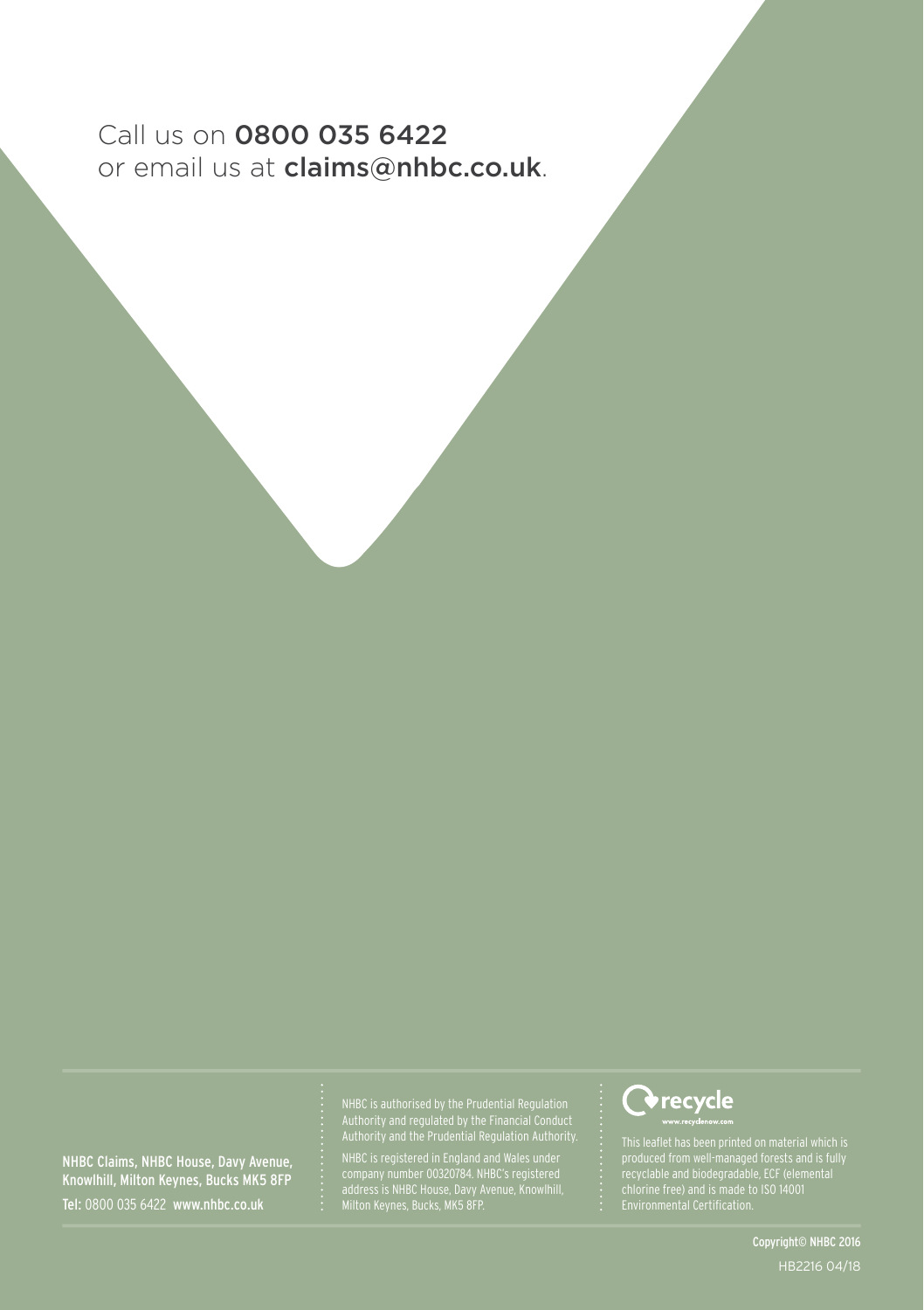Call us on **0800 035 6422**
or email us at **claims@nhbc.co.uk**.

**NHBC Claims, NHBC House, Davy Avenue, Knowlhill, Milton Keynes, Bucks MK5 8FP**

**Tel:** 0800 035 6422 **www.nhbc.co.uk**

NHBC is authorised by the Prudential Regulation Authority and regulated by the Financial Conduct Authority and the Prudential Regulation Authority.

NHBC is registered in England and Wales under company number 00320784. NHBC's registered address is NHBC House, Davy Avenue, Knowlhill, Milton Keynes, Bucks, MK5 8FP.

recycle
www.recyclenow.com

This leaflet has been printed on material which is produced from well-managed forests and is fully recyclable and biodegradable, ECF (elemental chlorine free) and is made to ISO 14001 Environmental Certification.

**Copyright© NHBC 2016**

HB2216 04/18